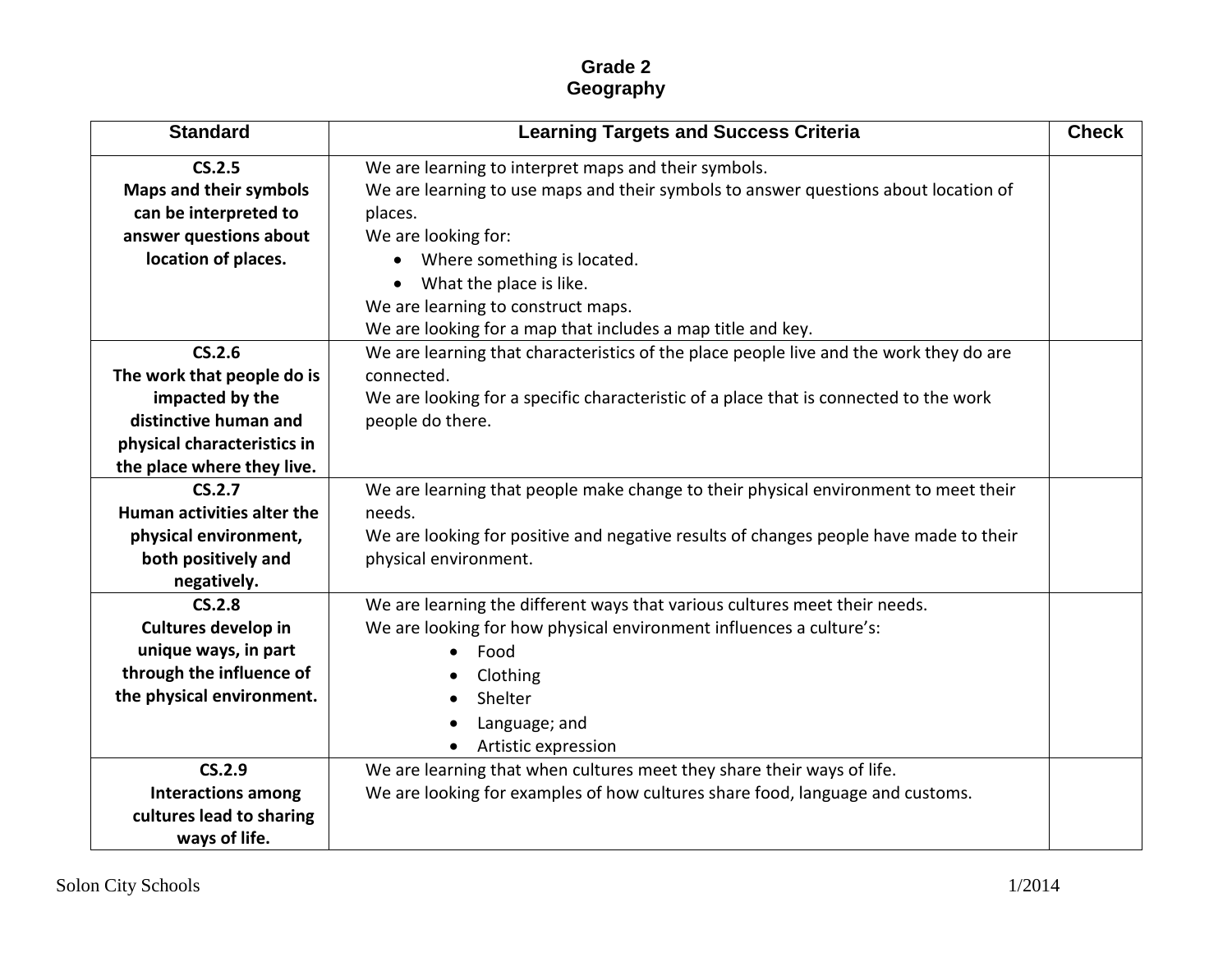# Grade 2
## Geography

| Standard | Learning Targets and Success Criteria | Check |
|---|---|---|
| **CS.2.5**<br>**Maps and their symbols can be interpreted to answer questions about location of places.** | We are learning to interpret maps and their symbols.<br>We are learning to use maps and their symbols to answer questions about location of places.<br>We are looking for:<br>• Where something is located.<br>• What the place is like.<br>We are learning to construct maps.<br>We are looking for a map that includes a map title and key. | |
| **CS.2.6**<br>**The work that people do is impacted by the distinctive human and physical characteristics in the place where they live.** | We are learning that characteristics of the place people live and the work they do are connected.<br>We are looking for a specific characteristic of a place that is connected to the work people do there. | |
| **CS.2.7**<br>**Human activities alter the physical environment, both positively and negatively.** | We are learning that people make change to their physical environment to meet their needs.<br>We are looking for positive and negative results of changes people have made to their physical environment. | |
| **CS.2.8**<br>**Cultures develop in unique ways, in part through the influence of the physical environment.** | We are learning the different ways that various cultures meet their needs.<br>We are looking for how physical environment influences a culture's:<br>• Food<br>• Clothing<br>• Shelter<br>• Language; and<br>• Artistic expression | |
| **CS.2.9**<br>**Interactions among cultures lead to sharing ways of life.** | We are learning that when cultures meet they share their ways of life.<br>We are looking for examples of how cultures share food, language and customs. | |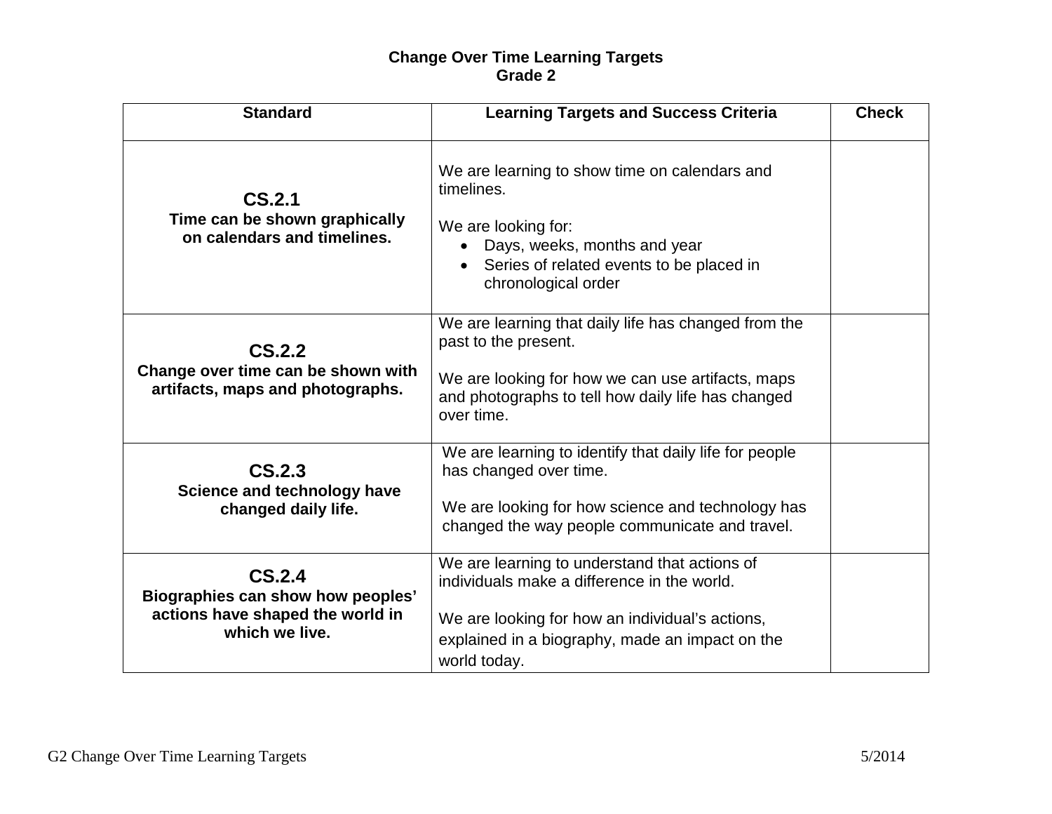# Change Over Time Learning Targets
## Grade 2

| Standard | Learning Targets and Success Criteria | Check |
|---|---|---|
| **CS.2.1**<br>**Time can be shown graphically on calendars and timelines.** | We are learning to show time on calendars and timelines.<br><br>We are looking for:<br>• Days, weeks, months and year<br>• Series of related events to be placed in chronological order | |
| **CS.2.2**<br>**Change over time can be shown with artifacts, maps and photographs.** | We are learning that daily life has changed from the past to the present.<br><br>We are looking for how we can use artifacts, maps and photographs to tell how daily life has changed over time. | |
| **CS.2.3**<br>**Science and technology have changed daily life.** | We are learning to identify that daily life for people has changed over time.<br><br>We are looking for how science and technology has changed the way people communicate and travel. | |
| **CS.2.4**<br>**Biographies can show how peoples' actions have shaped the world in which we live.** | We are learning to understand that actions of individuals make a difference in the world.<br><br>We are looking for how an individual's actions, explained in a biography, made an impact on the world today. | |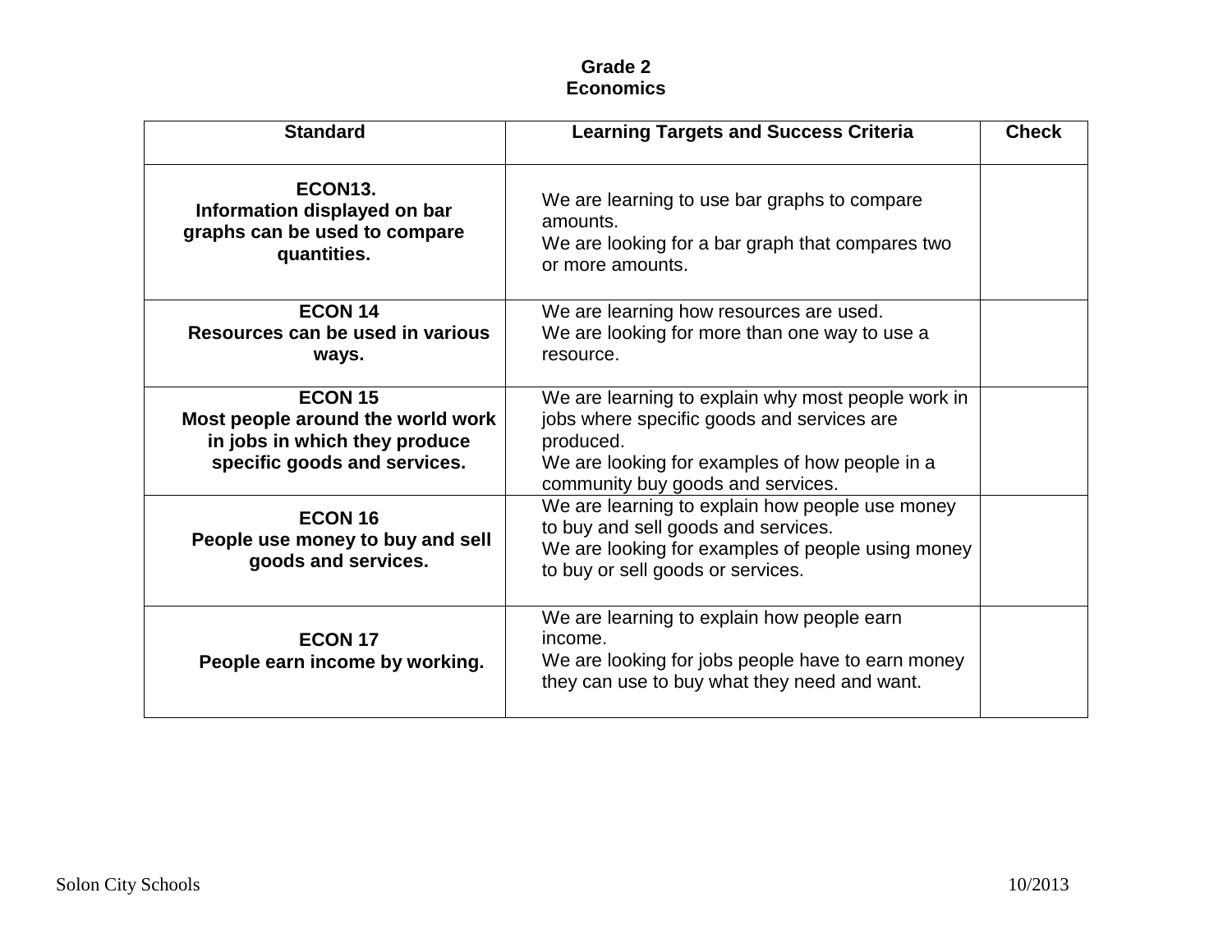# Grade 2
## Economics

| Standard | Learning Targets and Success Criteria | Check |
|---|---|---|
| **ECON13.**<br>**Information displayed on bar graphs can be used to compare quantities.** | We are learning to use bar graphs to compare amounts.<br>We are looking for a bar graph that compares two or more amounts. | |
| **ECON 14**<br>**Resources can be used in various ways.** | We are learning how resources are used.<br>We are looking for more than one way to use a resource. | |
| **ECON 15**<br>**Most people around the world work in jobs in which they produce specific goods and services.** | We are learning to explain why most people work in jobs where specific goods and services are produced.<br>We are looking for examples of how people in a community buy goods and services. | |
| **ECON 16**<br>**People use money to buy and sell goods and services.** | We are learning to explain how people use money to buy and sell goods and services.<br>We are looking for examples of people using money to buy or sell goods or services. | |
| **ECON 17**<br>**People earn income by working.** | We are learning to explain how people earn income.<br>We are looking for jobs people have to earn money they can use to buy what they need and want. | |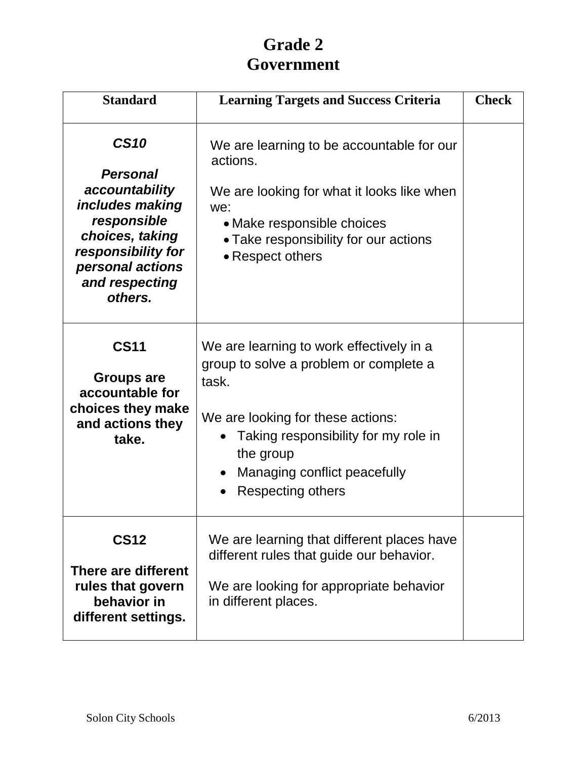# Grade 2
# Government

| Standard | Learning Targets and Success Criteria | Check |
|---|---|---|
| ***CS10*** <br><br> ***Personal accountability includes making responsible choices, taking responsibility for personal actions and respecting others.*** | We are learning to be accountable for our actions. <br><br> We are looking for what it looks like when we: <br> • Make responsible choices <br> • Take responsibility for our actions <br> • Respect others | |
| **CS11** <br><br> **Groups are accountable for choices they make and actions they take.** | We are learning to work effectively in a group to solve a problem or complete a task. <br><br> We are looking for these actions: <br> • Taking responsibility for my role in the group <br> • Managing conflict peacefully <br> • Respecting others | |
| **CS12** <br><br> **There are different rules that govern behavior in different settings.** | We are learning that different places have different rules that guide our behavior. <br><br> We are looking for appropriate behavior in different places. | |

Solon City Schools 6/2013